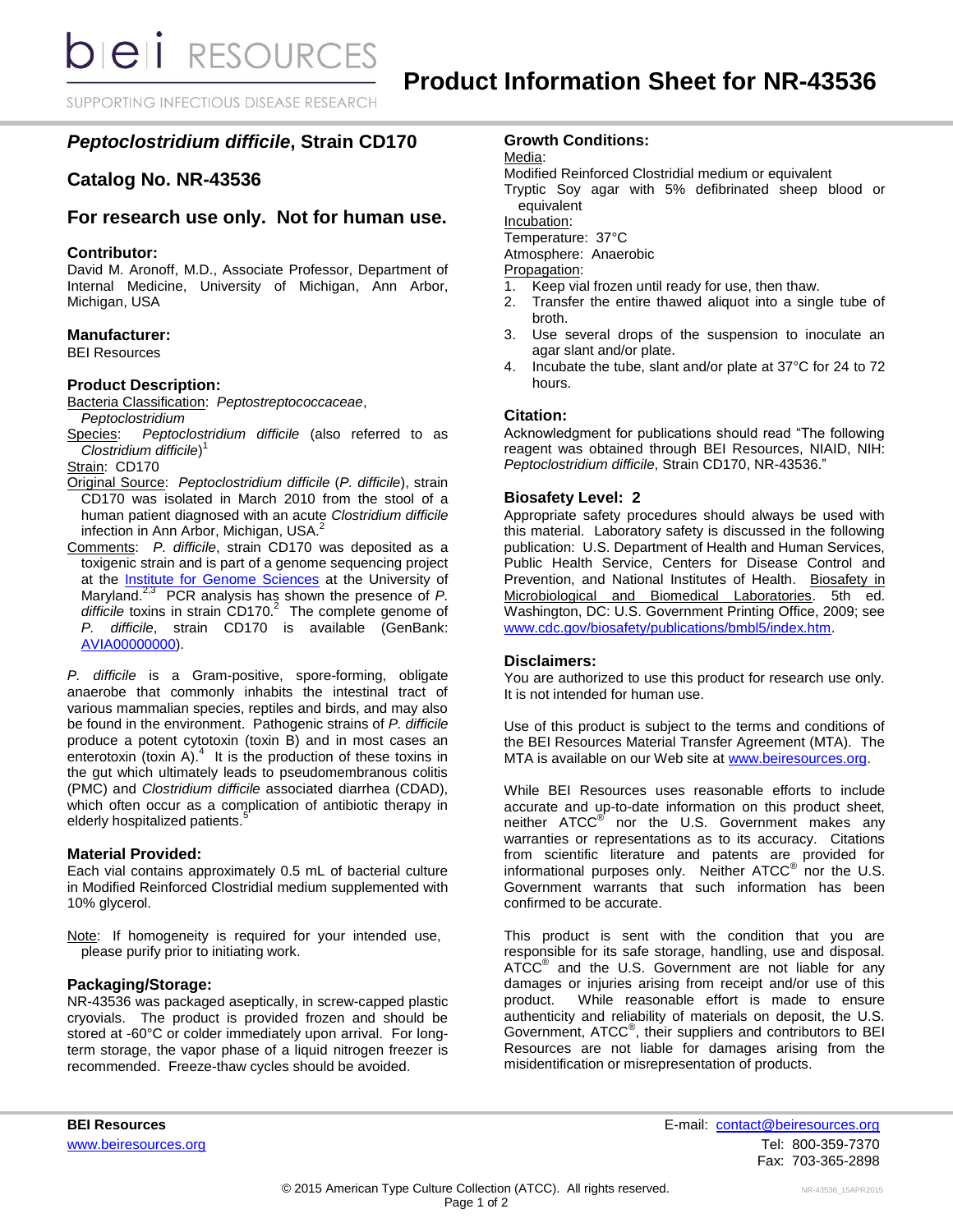# Product Information Sheet for NR-43536

## *Peptoclostridium difficile*, Strain CD170

## Catalog No. NR-43536

## For research use only. Not for human use.

### Contributor:

David M. Aronoff, M.D., Associate Professor, Department of Internal Medicine, University of Michigan, Ann Arbor, Michigan, USA

### Manufacturer:

BEI Resources

### Product Description:

Bacteria Classification: *Peptostreptococcaceae*, *Peptoclostridium*

Species: *Peptoclostridium difficile* (also referred to as *Clostridium difficile*)[1]

Strain: CD170

Original Source: *Peptoclostridium difficile* (*P. difficile*), strain CD170 was isolated in March 2010 from the stool of a human patient diagnosed with an acute *Clostridium difficile* infection in Ann Arbor, Michigan, USA.[2]

Comments: *P. difficile*, strain CD170 was deposited as a toxigenic strain and is part of a genome sequencing project at the Institute for Genome Sciences at the University of Maryland.[2,3] PCR analysis has shown the presence of *P. difficile* toxins in strain CD170.[2] The complete genome of *P. difficile*, strain CD170 is available (GenBank: AVIA00000000).

*P. difficile* is a Gram-positive, spore-forming, obligate anaerobe that commonly inhabits the intestinal tract of various mammalian species, reptiles and birds, and may also be found in the environment. Pathogenic strains of *P. difficile* produce a potent cytotoxin (toxin B) and in most cases an enterotoxin (toxin A).[4] It is the production of these toxins in the gut which ultimately leads to pseudomembranous colitis (PMC) and *Clostridium difficile* associated diarrhea (CDAD), which often occur as a complication of antibiotic therapy in elderly hospitalized patients.[5]

### Material Provided:

Each vial contains approximately 0.5 mL of bacterial culture in Modified Reinforced Clostridial medium supplemented with 10% glycerol.

Note: If homogeneity is required for your intended use, please purify prior to initiating work.

### Packaging/Storage:

NR-43536 was packaged aseptically, in screw-capped plastic cryovials. The product is provided frozen and should be stored at -60°C or colder immediately upon arrival. For long-term storage, the vapor phase of a liquid nitrogen freezer is recommended. Freeze-thaw cycles should be avoided.

### Growth Conditions:

Media:

Modified Reinforced Clostridial medium or equivalent

Tryptic Soy agar with 5% defibrinated sheep blood or equivalent

Incubation:

Temperature: 37°C

Atmosphere: Anaerobic

Propagation:

1. Keep vial frozen until ready for use, then thaw.
2. Transfer the entire thawed aliquot into a single tube of broth.
3. Use several drops of the suspension to inoculate an agar slant and/or plate.
4. Incubate the tube, slant and/or plate at 37°C for 24 to 72 hours.

### Citation:

Acknowledgment for publications should read "The following reagent was obtained through BEI Resources, NIAID, NIH: *Peptoclostridium difficile*, Strain CD170, NR-43536."

### Biosafety Level: 2

Appropriate safety procedures should always be used with this material. Laboratory safety is discussed in the following publication: U.S. Department of Health and Human Services, Public Health Service, Centers for Disease Control and Prevention, and National Institutes of Health. Biosafety in Microbiological and Biomedical Laboratories. 5th ed. Washington, DC: U.S. Government Printing Office, 2009; see www.cdc.gov/biosafety/publications/bmbl5/index.htm.

### Disclaimers:

You are authorized to use this product for research use only. It is not intended for human use.

Use of this product is subject to the terms and conditions of the BEI Resources Material Transfer Agreement (MTA). The MTA is available on our Web site at www.beiresources.org.

While BEI Resources uses reasonable efforts to include accurate and up-to-date information on this product sheet, neither ATCC® nor the U.S. Government makes any warranties or representations as to its accuracy. Citations from scientific literature and patents are provided for informational purposes only. Neither ATCC® nor the U.S. Government warrants that such information has been confirmed to be accurate.

This product is sent with the condition that you are responsible for its safe storage, handling, use and disposal. ATCC® and the U.S. Government are not liable for any damages or injuries arising from receipt and/or use of this product. While reasonable effort is made to ensure authenticity and reliability of materials on deposit, the U.S. Government, ATCC®, their suppliers and contributors to BEI Resources are not liable for damages arising from the misidentification or misrepresentation of products.

**BEI Resources**
www.beiresources.org

E-mail: contact@beiresources.org
Tel: 800-359-7370
Fax: 703-365-2898

© 2015 American Type Culture Collection (ATCC). All rights reserved.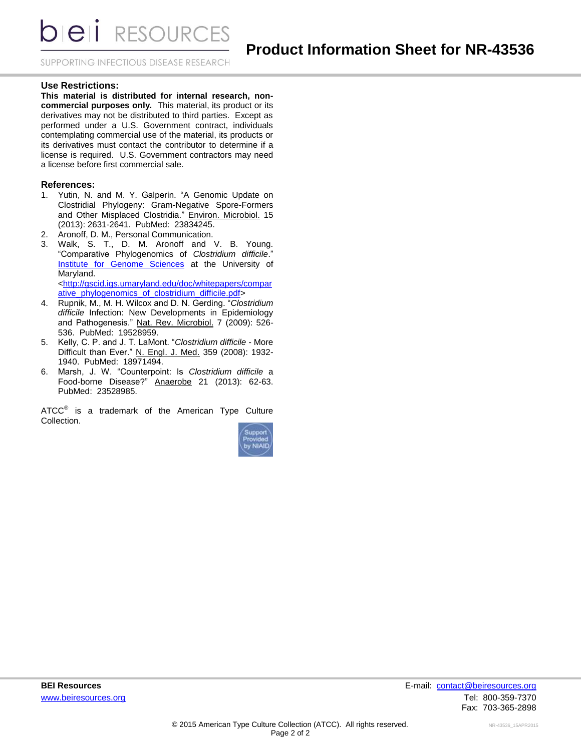### Use Restrictions:

**This material is distributed for internal research, non-commercial purposes only.** This material, its product or its derivatives may not be distributed to third parties. Except as performed under a U.S. Government contract, individuals contemplating commercial use of the material, its products or its derivatives must contact the contributor to determine if a license is required. U.S. Government contractors may need a license before first commercial sale.

### References:

1. Yutin, N. and M. Y. Galperin. "A Genomic Update on Clostridial Phylogeny: Gram-Negative Spore-Formers and Other Misplaced Clostridia." Environ. Microbiol. 15 (2013): 2631-2641. PubMed: 23834245.
2. Aronoff, D. M., Personal Communication.
3. Walk, S. T., D. M. Aronoff and V. B. Young. "Comparative Phylogenomics of *Clostridium difficile*." Institute for Genome Sciences at the University of Maryland. <http://gscid.igs.umaryland.edu/doc/whitepapers/comparative_phylogenomics_of_clostridium_difficile.pdf>
4. Rupnik, M., M. H. Wilcox and D. N. Gerding. "*Clostridium difficile* Infection: New Developments in Epidemiology and Pathogenesis." Nat. Rev. Microbiol. 7 (2009): 526-536. PubMed: 19528959.
5. Kelly, C. P. and J. T. LaMont. "*Clostridium difficile* - More Difficult than Ever." N. Engl. J. Med. 359 (2008): 1932-1940. PubMed: 18971494.
6. Marsh, J. W. "Counterpoint: Is *Clostridium difficile* a Food-borne Disease?" Anaerobe 21 (2013): 62-63. PubMed: 23528985.

ATCC® is a trademark of the American Type Culture Collection.

Support Provided by NIAID

**BEI Resources**
www.beiresources.org

E-mail: contact@beiresources.org
Tel: 800-359-7370
Fax: 703-365-2898

© 2015 American Type Culture Collection (ATCC). All rights reserved.

NR-43536_15APR2015